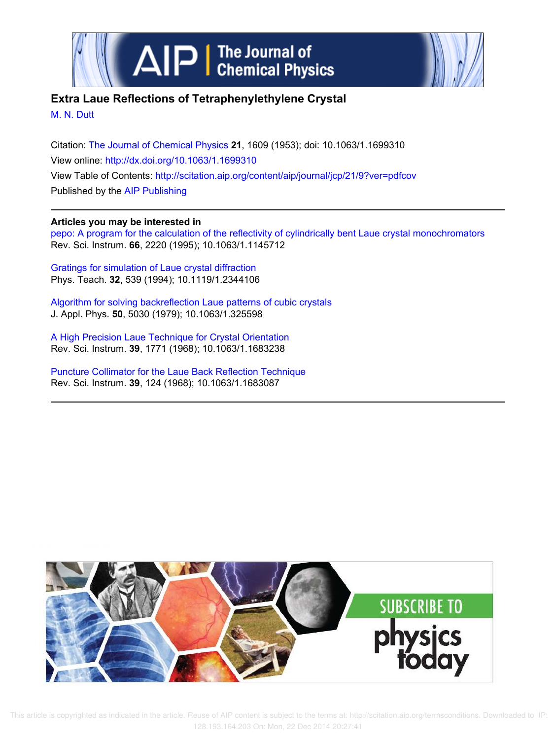# Extra Laue Reflections of Tetraphenylethylene Crystal

M. N. Dutt

Citation: The Journal of Chemical Physics **21**, 1609 (1953); doi: 10.1063/1.1699310

View online: http://dx.doi.org/10.1063/1.1699310

View Table of Contents: http://scitation.aip.org/content/aip/journal/jcp/21/9?ver=pdfcov

Published by the AIP Publishing

**Articles you may be interested in**

pepo: A program for the calculation of the reflectivity of cylindrically bent Laue crystal monochromators
Rev. Sci. Instrum. **66**, 2220 (1995); 10.1063/1.1145712

Gratings for simulation of Laue crystal diffraction
Phys. Teach. **32**, 539 (1994); 10.1119/1.2344106

Algorithm for solving backreflection Laue patterns of cubic crystals
J. Appl. Phys. **50**, 5030 (1979); 10.1063/1.325598

A High Precision Laue Technique for Crystal Orientation
Rev. Sci. Instrum. **39**, 1771 (1968); 10.1063/1.1683238

Puncture Collimator for the Laue Back Reflection Technique
Rev. Sci. Instrum. **39**, 124 (1968); 10.1063/1.1683087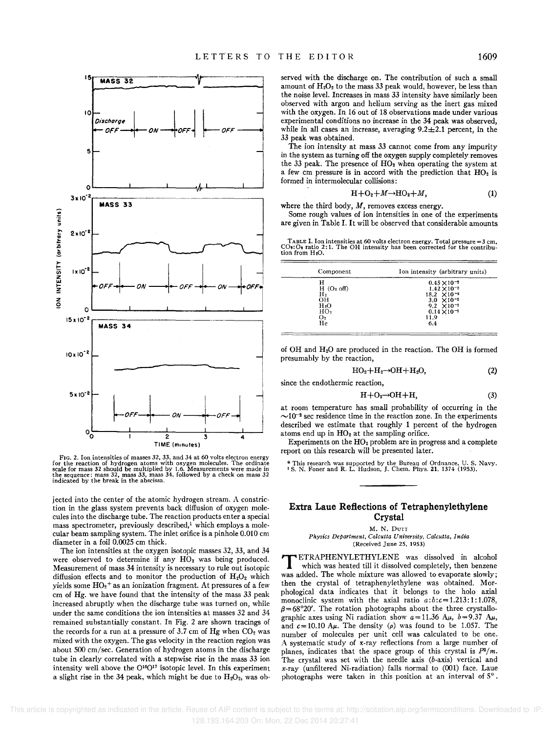FIG. 2. Ion intensities of masses 32, 33, and 34 at 60 volts electron energy for the reaction of hydrogen atoms with oxygen molecules. The ordinate scale for mass 32 should be multiplied by 1.6. Measurements were made in the sequence: mass 32, mass 33, mass 34, followed by a check on mass 32 indicated by the break in the abscissa.

jected into the center of the atomic hydrogen stream. A constriction in the glass system prevents back diffusion of oxygen molecules into the discharge tube. The reaction products enter a special mass spectrometer, previously described,[1] which employs a molecular beam sampling system. The inlet orifice is a pinhole 0.010 cm diameter in a foil 0.0025 cm thick.

The ion intensities at the oxygen isotopic masses 32, 33, and 34 were observed to determine if any $HO_2$ was being produced. Measurement of mass 34 intensity is necessary to rule out isotopic diffusion effects and to monitor the production of $H_2O_2$ which yields some $HO_2^+$ as an ionization fragment. At pressures of a few cm of Hg. we have found that the intensity of the mass 33 peak increased abruptly when the discharge tube was turned on, while under the same conditions the ion intensities at masses 32 and 34 remained substantially constant. In Fig. 2 are shown tracings of the records for a run at a pressure of 3.7 cm of Hg when $CO_2$ was mixed with the oxygen. The gas velocity in the reaction region was about 500 cm/sec. Generation of hydrogen atoms in the discharge tube in clearly correlated with a stepwise rise in the mass 33 ion intensity well above the $O^{16}O^{17}$ isotopic level. In this experiment a slight rise in the 34 peak, which might be due to $H_2O_2$, was observed with the discharge on. The contribution of such a small amount of $H_2O_2$ to the mass 33 peak would, however, be less than the noise level. Increases in mass 33 intensity have similarly been observed with argon and helium serving as the inert gas mixed with the oxygen. In 16 out of 18 observations made under various experimental conditions no increase in the 34 peak was observed, while in all cases an increase, averaging $9.2\pm2.1$ percent, in the 33 peak was obtained.

The ion intensity at mass 33 cannot come from any impurity in the system as turning off the oxygen supply completely removes the 33 peak. The presence of $HO_2$ when operating the system at a few cm pressure is in accord with the prediction that $HO_2$ is formed in intermolecular collisions:

$$H+O_2+M\rightarrow HO_2+M, \quad (1)$$

where the third body, $M$, removes excess energy.

Some rough values of ion intensities in one of the experiments are given in Table I. It will be observed that considerable amounts of OH and $H_2O$ are produced in the reaction. The OH is formed presumably by the reaction,

TABLE I. Ion intensities at 60 volts electron energy. Total pressure = 3 cm, $CO_2$:$O_2$ ratio 2:1. The OH intensity has been corrected for the contribution from $H_2O$.

| Component | Ion intensity (arbitrary units) |
|---|---|
| H | $0.45\times10^{-2}$ |
| H ($O_2$ off) | $1.42\times10^{-2}$ |
| $H_2$ | $18.2\ \times10^{-2}$ |
| OH | $3.0\ \times10^{-2}$ |
| $H_2O$ | $9.2\ \times10^{-2}$ |
| $HO_2$ | $0.14\times10^{-2}$ |
| $O_2$ | 11.9 |
| He | 6.4 |

$$HO_2+H_2\rightarrow OH+H_2O, \quad (2)$$

since the endothermic reaction,

$$H+O_2\rightarrow OH+H, \quad (3)$$

at room temperature has small probability of occurring in the $\sim10^{-2}$ sec residence time in the reaction zone. In the experiments described we estimate that roughly 1 percent of the hydrogen atoms end up in $HO_2$ at the sampling orifice.

Experiments on the $HO_2$ problem are in progress and a complete report on this research will be presented later.

\* This research was supported by the Bureau of Ordnance, U. S. Navy.
[1] S. N. Foner and R. L. Hudson, J. Chem. Phys. 21, 1374 (1953).

## Extra Laue Reflections of Tetraphenylethylene Crystal

M. N. DUTT
*Physics Department, Calcutta University, Calcutta, India*
(Received June 25, 1953)

TETRAPHENYLETHYLENE was dissolved in alcohol which was heated till it dissolved completely, then benzene was added. The whole mixture was allowed to evaporate slowly; then the crystal of tetraphenylethylene was obtained. Morphological data indicates that it belongs to the holo axial monoclinic system with the axial ratio $a$:$b$:$c$ = 1.213:1:1.078, $\beta$ = 68°20′. The rotation photographs about the three crystallographic axes using Ni radiation show $a$ = 11.36 Aμ, $b$ = 9.37 Aμ, and $c$ = 10.10 Aμ. The density ($\rho$) was found to be 1.057. The number of molecules per unit cell was calculated to be one. A systematic study of x-ray reflections from a large number of planes, indicates that the space group of this crystal is $P2/m$. The crystal was set with the needle axis ($b$-axis) vertical and x-ray (unfiltered Ni-radiation) falls normal to (001) face. Laue photographs were taken in this position at an interval of 5°.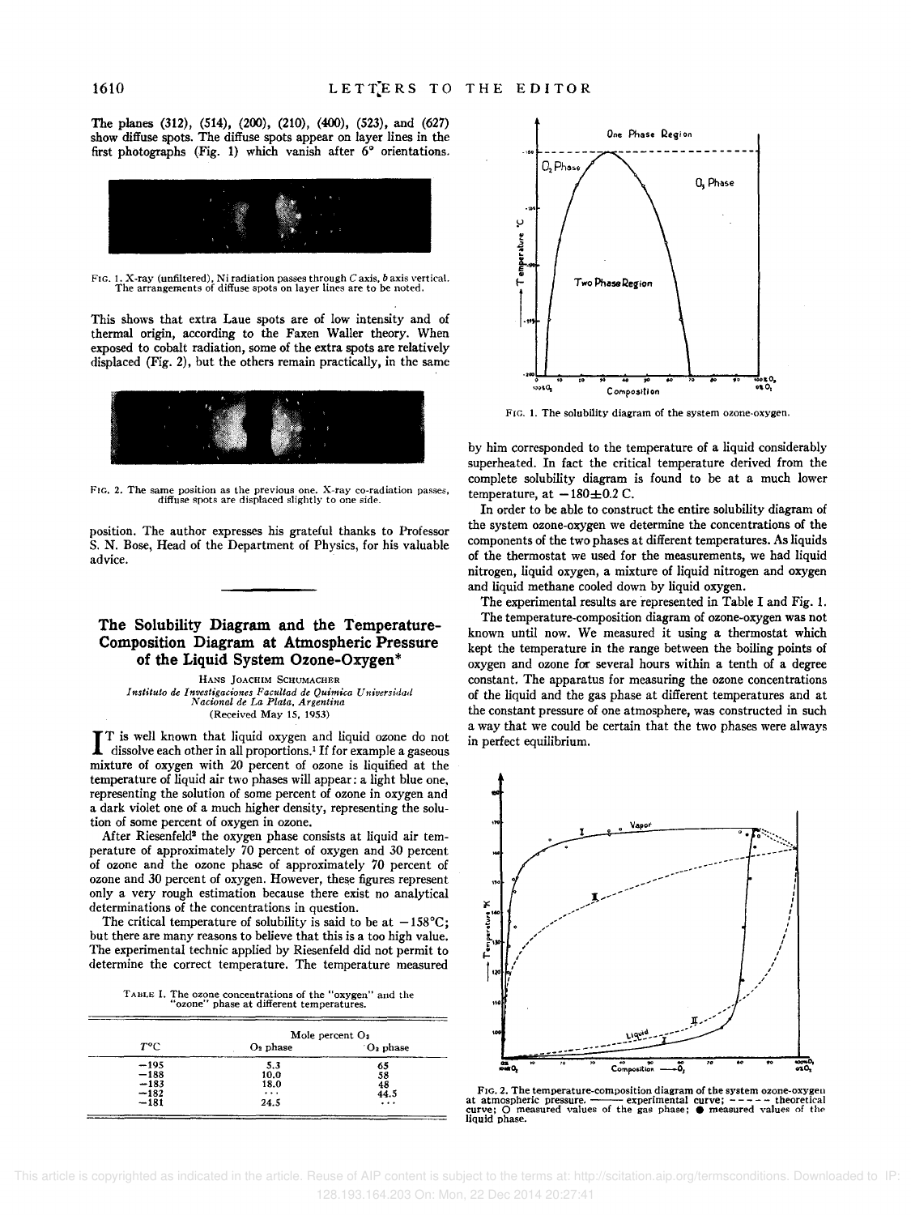The planes (312), (514), (200), (210), (400), (523), and (627) show diffuse spots. The diffuse spots appear on layer lines in the first photographs (Fig. 1) which vanish after 6° orientations.

FIG. 1. X-ray (unfiltered), Ni radiation passes through $C$ axis, $b$ axis vertical. The arrangements of diffuse spots on layer lines are to be noted.

This shows that extra Laue spots are of low intensity and of thermal origin, according to the Faxen Waller theory. When exposed to cobalt radiation, some of the extra spots are relatively displaced (Fig. 2), but the others remain practically, in the same position. The author expresses his grateful thanks to Professor S. N. Bose, Head of the Department of Physics, for his valuable advice.

FIG. 2. The same position as the previous one. X-ray co-radiation passes, diffuse spots are displaced slightly to one side.

## The Solubility Diagram and the Temperature-Composition Diagram at Atmospheric Pressure of the Liquid System Ozone-Oxygen*

HANS JOACHIM SCHUMACHER
*Instituto de Investigaciones Facultad de Química Universidad Nacional de La Plata, Argentina*
(Received May 15, 1953)

It is well known that liquid oxygen and liquid ozone do not dissolve each other in all proportions.[1] If for example a gaseous mixture of oxygen with 20 percent of ozone is liquified at the temperature of liquid air two phases will appear: a light blue one, representing the solution of some percent of ozone in oxygen and a dark violet one of a much higher density, representing the solution of some percent of oxygen in ozone.

After Riesenfeld[2] the oxygen phase consists at liquid air temperature of approximately 70 percent of oxygen and 30 percent of ozone and the ozone phase of approximately 70 percent of ozone and 30 percent of oxygen. However, these figures represent only a very rough estimation because there exist no analytical determinations of the concentrations in question.

The critical temperature of solubility is said to be at −158°C; but there are many reasons to believe that this is a too high value. The experimental technic applied by Riesenfeld did not permit to determine the correct temperature. The temperature measured by him corresponded to the temperature of a liquid considerably superheated. In fact the critical temperature derived from the complete solubility diagram is found to be at a much lower temperature, at −180±0.2 C.

In order to be able to construct the entire solubility diagram of the system ozone-oxygen we determine the concentrations of the components of the two phases at different temperatures. As liquids of the thermostat we used for the measurements, we had liquid nitrogen, liquid oxygen, a mixture of liquid nitrogen and oxygen and liquid methane cooled down by liquid oxygen.

The experimental results are represented in Table I and Fig. 1.

TABLE I. The ozone concentrations of the "oxygen" and the "ozone" phase at different temperatures.

| $T$°C | Mole percent $O_3$ | |
|---|---|---|
| | $O_2$ phase | $O_3$ phase |
| −195 | 5.3 | 65 |
| −188 | 10.0 | 58 |
| −183 | 18.0 | 48 |
| −182 | ... | 44.5 |
| −181 | 24.5 | ... |

One Phase Region
$O_2$ Phase
$O_3$ Phase
Two Phase Region
Temperature °C
Composition

FIG. 1. The solubility diagram of the system ozone-oxygen.

The temperature-composition diagram of ozone-oxygen was not known until now. We measured it using a thermostat which kept the temperature in the range between the boiling points of oxygen and ozone for several hours within a tenth of a degree constant. The apparatus for measuring the ozone concentrations of the liquid and the gas phase at different temperatures and at the constant pressure of one atmosphere, was constructed in such a way that we could be certain that the two phases were always in perfect equilibrium.

Vapor
Liquid
Temperature °K
Composition → $O_3$

FIG. 2. The temperature-composition diagram of the system ozone-oxygen at atmospheric pressure. ——— experimental curve; - - - - - theoretical curve; ○ measured values of the gas phase; ● measured values of the liquid phase.